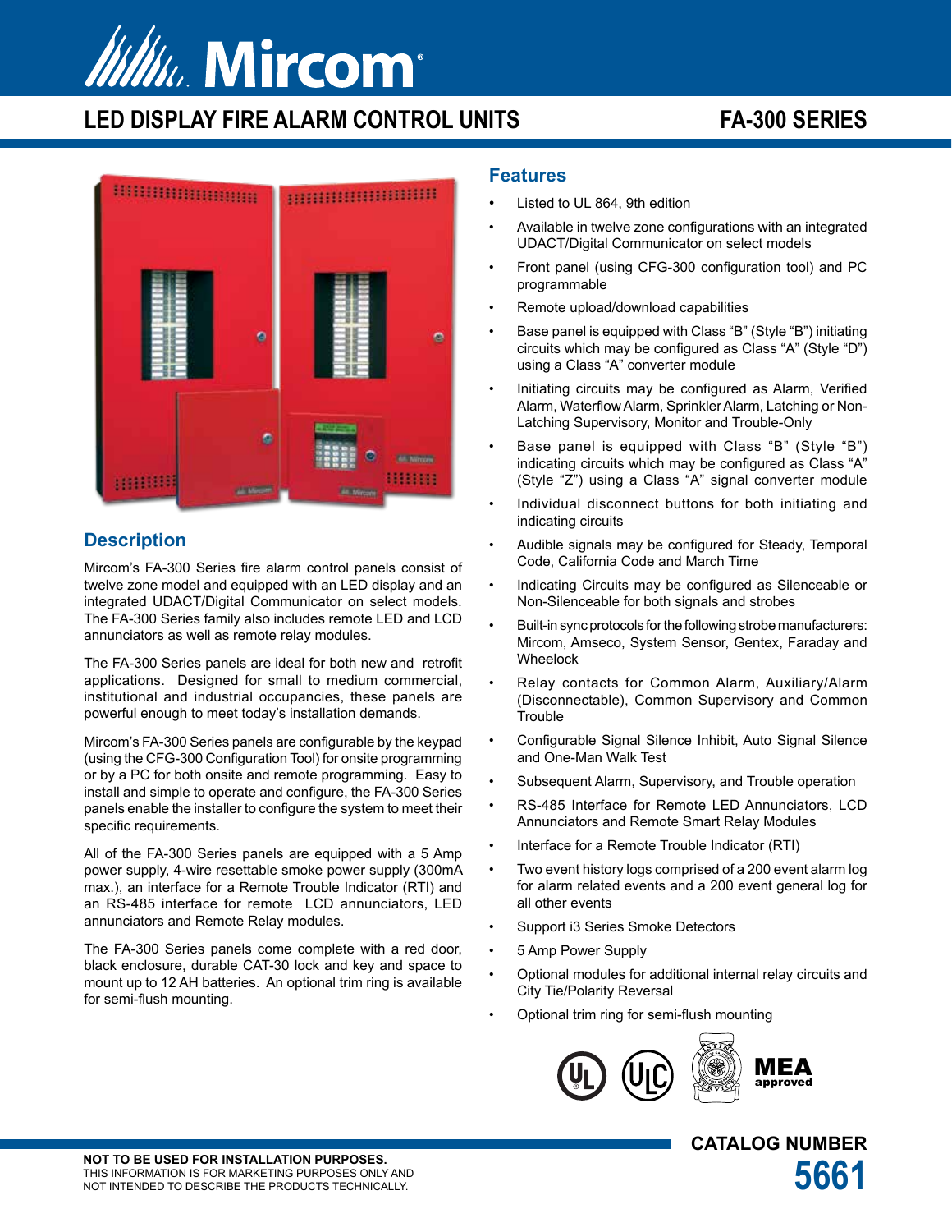# Mircom

## LED DISPLAY FIRE ALARM CONTROL UNITS

## FA-300 SERIES

## Description

Mircom's FA-300 Series fire alarm control panels consist of twelve zone model and equipped with an LED display and an integrated UDACT/Digital Communicator on select models. The FA-300 Series family also includes remote LED and LCD annunciators as well as remote relay modules.

The FA-300 Series panels are ideal for both new and retrofit applications. Designed for small to medium commercial, institutional and industrial occupancies, these panels are powerful enough to meet today's installation demands.

Mircom's FA-300 Series panels are configurable by the keypad (using the CFG-300 Configuration Tool) for onsite programming or by a PC for both onsite and remote programming. Easy to install and simple to operate and configure, the FA-300 Series panels enable the installer to configure the system to meet their specific requirements.

All of the FA-300 Series panels are equipped with a 5 Amp power supply, 4-wire resettable smoke power supply (300mA max.), an interface for a Remote Trouble Indicator (RTI) and an RS-485 interface for remote LCD annunciators, LED annunciators and Remote Relay modules.

The FA-300 Series panels come complete with a red door, black enclosure, durable CAT-30 lock and key and space to mount up to 12 AH batteries. An optional trim ring is available for semi-flush mounting.

## Features

- Listed to UL 864, 9th edition
- Available in twelve zone configurations with an integrated UDACT/Digital Communicator on select models
- Front panel (using CFG-300 configuration tool) and PC programmable
- Remote upload/download capabilities
- Base panel is equipped with Class "B" (Style "B") initiating circuits which may be configured as Class "A" (Style "D") using a Class "A" converter module
- Initiating circuits may be configured as Alarm, Verified Alarm, Waterflow Alarm, Sprinkler Alarm, Latching or Non-Latching Supervisory, Monitor and Trouble-Only
- Base panel is equipped with Class "B" (Style "B") indicating circuits which may be configured as Class "A" (Style "Z") using a Class "A" signal converter module
- Individual disconnect buttons for both initiating and indicating circuits
- Audible signals may be configured for Steady, Temporal Code, California Code and March Time
- Indicating Circuits may be configured as Silenceable or Non-Silenceable for both signals and strobes
- Built-in sync protocols for the following strobe manufacturers: Mircom, Amseco, System Sensor, Gentex, Faraday and Wheelock
- Relay contacts for Common Alarm, Auxiliary/Alarm (Disconnectable), Common Supervisory and Common Trouble
- Configurable Signal Silence Inhibit, Auto Signal Silence and One-Man Walk Test
- Subsequent Alarm, Supervisory, and Trouble operation
- RS-485 Interface for Remote LED Annunciators, LCD Annunciators and Remote Smart Relay Modules
- Interface for a Remote Trouble Indicator (RTI)
- Two event history logs comprised of a 200 event alarm log for alarm related events and a 200 event general log for all other events
- Support i3 Series Smoke Detectors
- 5 Amp Power Supply
- Optional modules for additional internal relay circuits and City Tie/Polarity Reversal
- Optional trim ring for semi-flush mounting

MEA approved

**NOT TO BE USED FOR INSTALLATION PURPOSES.**
THIS INFORMATION IS FOR MARKETING PURPOSES ONLY AND NOT INTENDED TO DESCRIBE THE PRODUCTS TECHNICALLY.

**CATALOG NUMBER**
**5661**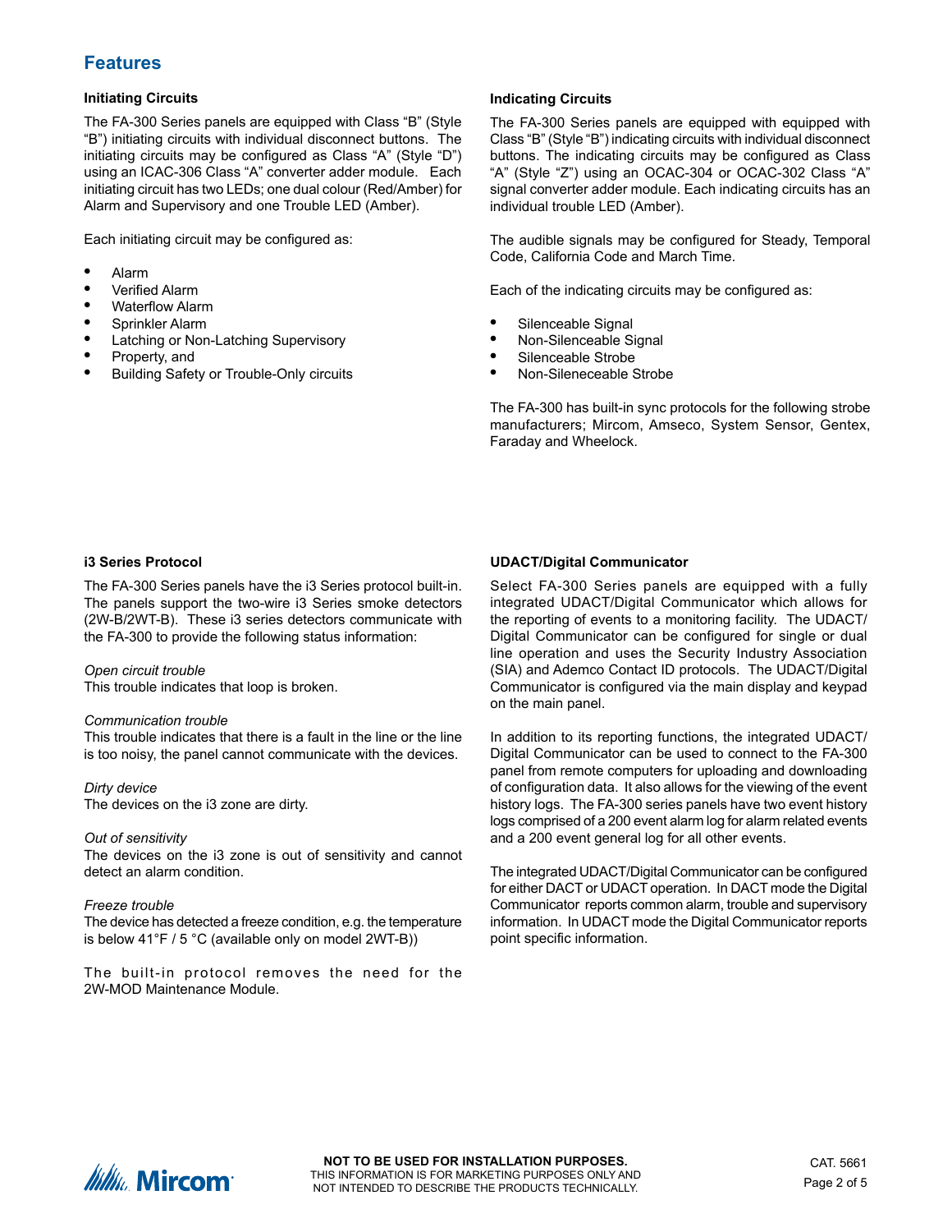## Features

### Initiating Circuits

The FA-300 Series panels are equipped with Class "B" (Style "B") initiating circuits with individual disconnect buttons. The initiating circuits may be configured as Class "A" (Style "D") using an ICAC-306 Class "A" converter adder module. Each initiating circuit has two LEDs; one dual colour (Red/Amber) for Alarm and Supervisory and one Trouble LED (Amber).

Each initiating circuit may be configured as:

- Alarm
- Verified Alarm
- Waterflow Alarm
- Sprinkler Alarm
- Latching or Non-Latching Supervisory
- Property, and
- Building Safety or Trouble-Only circuits

### Indicating Circuits

The FA-300 Series panels are equipped with equipped with Class "B" (Style "B") indicating circuits with individual disconnect buttons. The indicating circuits may be configured as Class "A" (Style "Z") using an OCAC-304 or OCAC-302 Class "A" signal converter adder module. Each indicating circuits has an individual trouble LED (Amber).

The audible signals may be configured for Steady, Temporal Code, California Code and March Time.

Each of the indicating circuits may be configured as:

- Silenceable Signal
- Non-Silenceable Signal
- Silenceable Strobe
- Non-Sileneceable Strobe

The FA-300 has built-in sync protocols for the following strobe manufacturers; Mircom, Amseco, System Sensor, Gentex, Faraday and Wheelock.

### i3 Series Protocol

The FA-300 Series panels have the i3 Series protocol built-in. The panels support the two-wire i3 Series smoke detectors (2W-B/2WT-B). These i3 series detectors communicate with the FA-300 to provide the following status information:

*Open circuit trouble*
This trouble indicates that loop is broken.

*Communication trouble*
This trouble indicates that there is a fault in the line or the line is too noisy, the panel cannot communicate with the devices.

*Dirty device*
The devices on the i3 zone are dirty.

*Out of sensitivity*
The devices on the i3 zone is out of sensitivity and cannot detect an alarm condition.

*Freeze trouble*
The device has detected a freeze condition, e.g. the temperature is below 41°F / 5 °C (available only on model 2WT-B))

The built-in protocol removes the need for the 2W-MOD Maintenance Module.

### UDACT/Digital Communicator

Select FA-300 Series panels are equipped with a fully integrated UDACT/Digital Communicator which allows for the reporting of events to a monitoring facility. The UDACT/Digital Communicator can be configured for single or dual line operation and uses the Security Industry Association (SIA) and Ademco Contact ID protocols. The UDACT/Digital Communicator is configured via the main display and keypad on the main panel.

In addition to its reporting functions, the integrated UDACT/Digital Communicator can be used to connect to the FA-300 panel from remote computers for uploading and downloading of configuration data. It also allows for the viewing of the event history logs. The FA-300 series panels have two event history logs comprised of a 200 event alarm log for alarm related events and a 200 event general log for all other events.

The integrated UDACT/Digital Communicator can be configured for either DACT or UDACT operation. In DACT mode the Digital Communicator reports common alarm, trouble and supervisory information. In UDACT mode the Digital Communicator reports point specific information.

**NOT TO BE USED FOR INSTALLATION PURPOSES.**
THIS INFORMATION IS FOR MARKETING PURPOSES ONLY AND NOT INTENDED TO DESCRIBE THE PRODUCTS TECHNICALLY.

CAT. 5661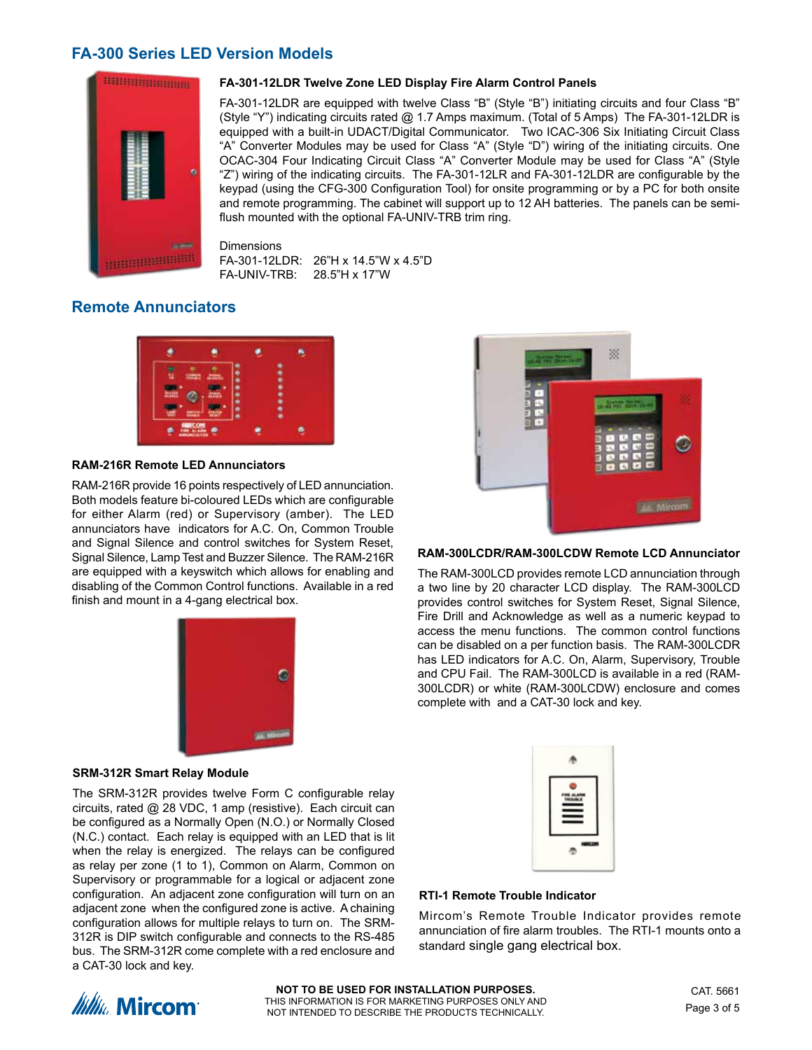## FA-300 Series LED Version Models

### FA-301-12LDR Twelve Zone LED Display Fire Alarm Control Panels

FA-301-12LDR are equipped with twelve Class "B" (Style "B") initiating circuits and four Class "B" (Style "Y") indicating circuits rated @ 1.7 Amps maximum. (Total of 5 Amps) The FA-301-12LDR is equipped with a built-in UDACT/Digital Communicator. Two ICAC-306 Six Initiating Circuit Class "A" Converter Modules may be used for Class "A" (Style "D") wiring of the initiating circuits. One OCAC-304 Four Indicating Circuit Class "A" Converter Module may be used for Class "A" (Style "Z") wiring of the indicating circuits. The FA-301-12LR and FA-301-12LDR are configurable by the keypad (using the CFG-300 Configuration Tool) for onsite programming or by a PC for both onsite and remote programming. The cabinet will support up to 12 AH batteries. The panels can be semi-flush mounted with the optional FA-UNIV-TRB trim ring.

Dimensions
FA-301-12LDR: 26"H x 14.5"W x 4.5"D
FA-UNIV-TRB: 28.5"H x 17"W

## Remote Annunciators

### RAM-216R Remote LED Annunciators

RAM-216R provide 16 points respectively of LED annunciation. Both models feature bi-coloured LEDs which are configurable for either Alarm (red) or Supervisory (amber). The LED annunciators have indicators for A.C. On, Common Trouble and Signal Silence and control switches for System Reset, Signal Silence, Lamp Test and Buzzer Silence. The RAM-216R are equipped with a keyswitch which allows for enabling and disabling of the Common Control functions. Available in a red finish and mount in a 4-gang electrical box.

### SRM-312R Smart Relay Module

The SRM-312R provides twelve Form C configurable relay circuits, rated @ 28 VDC, 1 amp (resistive). Each circuit can be configured as a Normally Open (N.O.) or Normally Closed (N.C.) contact. Each relay is equipped with an LED that is lit when the relay is energized. The relays can be configured as relay per zone (1 to 1), Common on Alarm, Common on Supervisory or programmable for a logical or adjacent zone configuration. An adjacent zone configuration will turn on an adjacent zone when the configured zone is active. A chaining configuration allows for multiple relays to turn on. The SRM-312R is DIP switch configurable and connects to the RS-485 bus. The SRM-312R come complete with a red enclosure and a CAT-30 lock and key.

### RAM-300LCDR/RAM-300LCDW Remote LCD Annunciator

The RAM-300LCD provides remote LCD annunciation through a two line by 20 character LCD display. The RAM-300LCD provides control switches for System Reset, Signal Silence, Fire Drill and Acknowledge as well as a numeric keypad to access the menu functions. The common control functions can be disabled on a per function basis. The RAM-300LCDR has LED indicators for A.C. On, Alarm, Supervisory, Trouble and CPU Fail. The RAM-300LCD is available in a red (RAM-300LCDR) or white (RAM-300LCDW) enclosure and comes complete with and a CAT-30 lock and key.

### RTI-1 Remote Trouble Indicator

Mircom's Remote Trouble Indicator provides remote annunciation of fire alarm troubles. The RTI-1 mounts onto a standard single gang electrical box.

**NOT TO BE USED FOR INSTALLATION PURPOSES.**
THIS INFORMATION IS FOR MARKETING PURPOSES ONLY AND NOT INTENDED TO DESCRIBE THE PRODUCTS TECHNICALLY.

CAT. 5661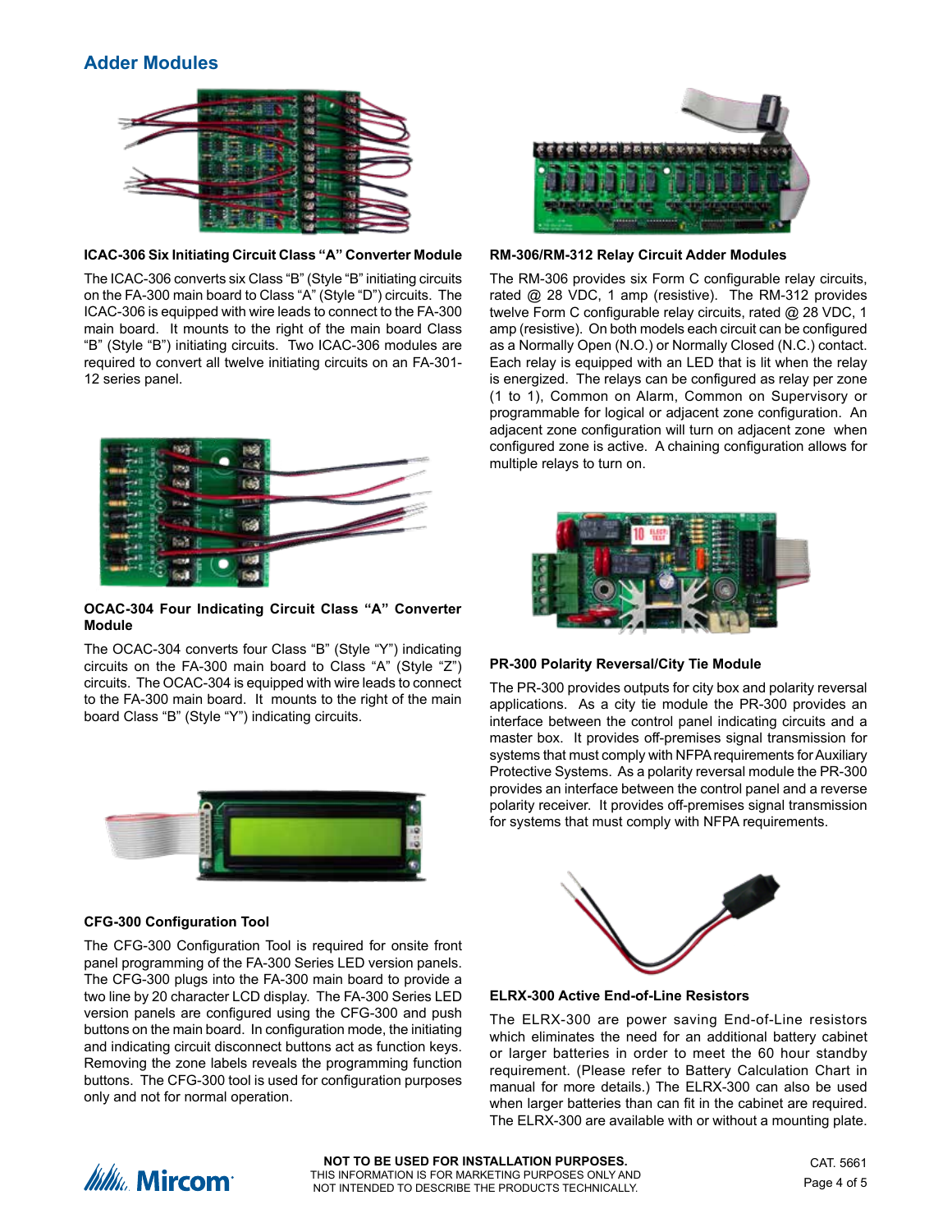## Adder Modules

### ICAC-306 Six Initiating Circuit Class "A" Converter Module

The ICAC-306 converts six Class "B" (Style "B" initiating circuits on the FA-300 main board to Class "A" (Style "D") circuits. The ICAC-306 is equipped with wire leads to connect to the FA-300 main board. It mounts to the right of the main board Class "B" (Style "B") initiating circuits. Two ICAC-306 modules are required to convert all twelve initiating circuits on an FA-301-12 series panel.

### OCAC-304 Four Indicating Circuit Class "A" Converter Module

The OCAC-304 converts four Class "B" (Style "Y") indicating circuits on the FA-300 main board to Class "A" (Style "Z") circuits. The OCAC-304 is equipped with wire leads to connect to the FA-300 main board. It mounts to the right of the main board Class "B" (Style "Y") indicating circuits.

### CFG-300 Configuration Tool

The CFG-300 Configuration Tool is required for onsite front panel programming of the FA-300 Series LED version panels. The CFG-300 plugs into the FA-300 main board to provide a two line by 20 character LCD display. The FA-300 Series LED version panels are configured using the CFG-300 and push buttons on the main board. In configuration mode, the initiating and indicating circuit disconnect buttons act as function keys. Removing the zone labels reveals the programming function buttons. The CFG-300 tool is used for configuration purposes only and not for normal operation.

### RM-306/RM-312 Relay Circuit Adder Modules

The RM-306 provides six Form C configurable relay circuits, rated @ 28 VDC, 1 amp (resistive). The RM-312 provides twelve Form C configurable relay circuits, rated @ 28 VDC, 1 amp (resistive). On both models each circuit can be configured as a Normally Open (N.O.) or Normally Closed (N.C.) contact. Each relay is equipped with an LED that is lit when the relay is energized. The relays can be configured as relay per zone (1 to 1), Common on Alarm, Common on Supervisory or programmable for logical or adjacent zone configuration. An adjacent zone configuration will turn on adjacent zone when configured zone is active. A chaining configuration allows for multiple relays to turn on.

### PR-300 Polarity Reversal/City Tie Module

The PR-300 provides outputs for city box and polarity reversal applications. As a city tie module the PR-300 provides an interface between the control panel indicating circuits and a master box. It provides off-premises signal transmission for systems that must comply with NFPA requirements for Auxiliary Protective Systems. As a polarity reversal module the PR-300 provides an interface between the control panel and a reverse polarity receiver. It provides off-premises signal transmission for systems that must comply with NFPA requirements.

### ELRX-300 Active End-of-Line Resistors

The ELRX-300 are power saving End-of-Line resistors which eliminates the need for an additional battery cabinet or larger batteries in order to meet the 60 hour standby requirement. (Please refer to Battery Calculation Chart in manual for more details.) The ELRX-300 can also be used when larger batteries than can fit in the cabinet are required. The ELRX-300 are available with or without a mounting plate.

**NOT TO BE USED FOR INSTALLATION PURPOSES.**
THIS INFORMATION IS FOR MARKETING PURPOSES ONLY AND NOT INTENDED TO DESCRIBE THE PRODUCTS TECHNICALLY.

CAT. 5661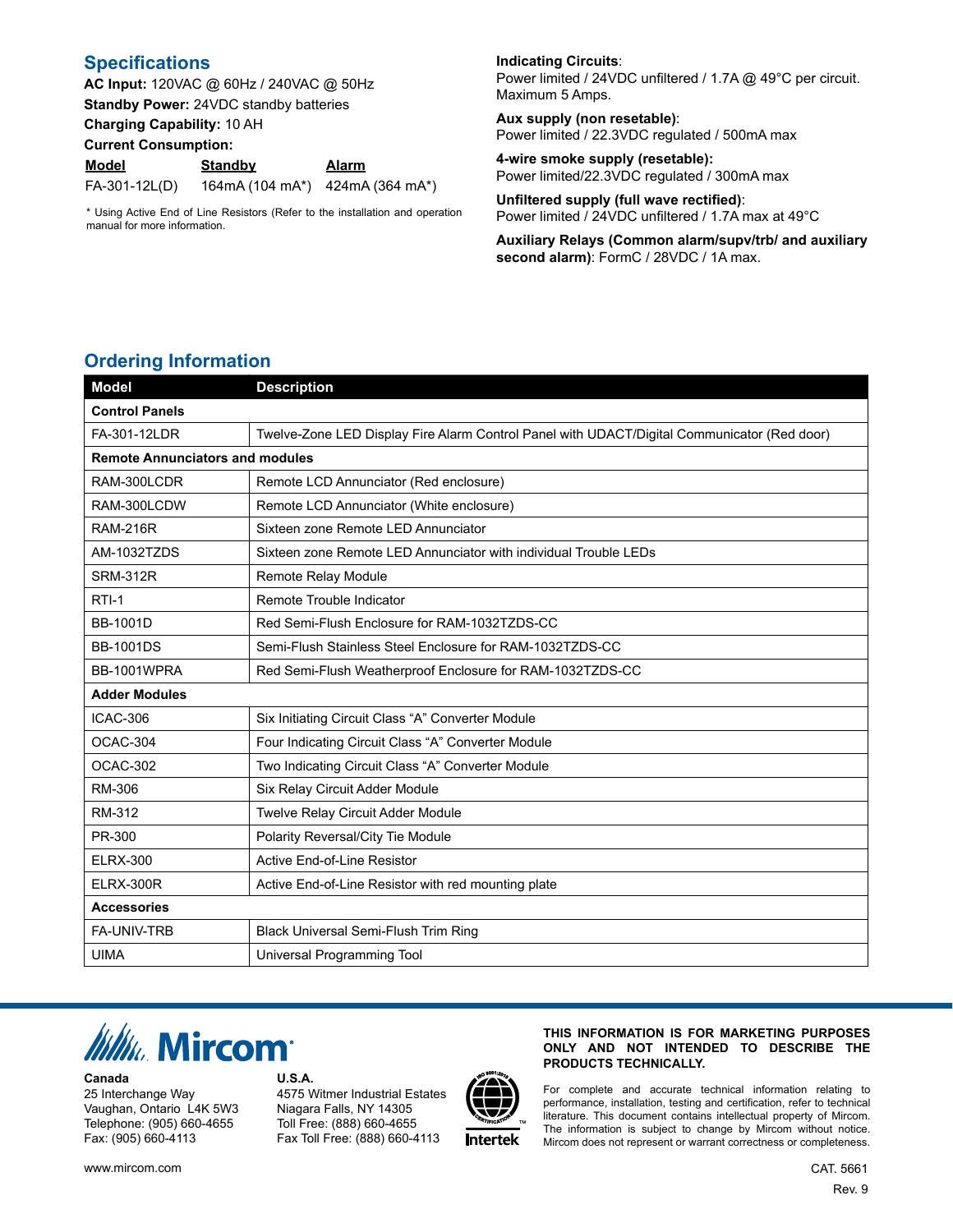## Specifications

**AC Input:** 120VAC @ 60Hz / 240VAC @ 50Hz

**Standby Power:** 24VDC standby batteries

**Charging Capability:** 10 AH

**Current Consumption:**

| Model | Standby | Alarm |
|---|---|---|
| FA-301-12L(D) | 164mA (104 mA*) | 424mA (364 mA*) |

\* Using Active End of Line Resistors (Refer to the installation and operation manual for more information.

**Indicating Circuits**:
Power limited / 24VDC unfiltered / 1.7A @ 49°C per circuit. Maximum 5 Amps.

**Aux supply (non resetable)**:
Power limited / 22.3VDC regulated / 500mA max

**4-wire smoke supply (resetable):**
Power limited/22.3VDC regulated / 300mA max

**Unfiltered supply (full wave rectified)**:
Power limited / 24VDC unfiltered / 1.7A max at 49°C

**Auxiliary Relays (Common alarm/supv/trb/ and auxiliary second alarm)**: FormC / 28VDC / 1A max.

## Ordering Information

| Model | Description |
|---|---|
| **Control Panels** | |
| FA-301-12LDR | Twelve-Zone LED Display Fire Alarm Control Panel with UDACT/Digital Communicator (Red door) |
| **Remote Annunciators and modules** | |
| RAM-300LCDR | Remote LCD Annunciator (Red enclosure) |
| RAM-300LCDW | Remote LCD Annunciator (White enclosure) |
| RAM-216R | Sixteen zone Remote LED Annunciator |
| AM-1032TZDS | Sixteen zone Remote LED Annunciator with individual Trouble LEDs |
| SRM-312R | Remote Relay Module |
| RTI-1 | Remote Trouble Indicator |
| BB-1001D | Red Semi-Flush Enclosure for RAM-1032TZDS-CC |
| BB-1001DS | Semi-Flush Stainless Steel Enclosure for RAM-1032TZDS-CC |
| BB-1001WPRA | Red Semi-Flush Weatherproof Enclosure for RAM-1032TZDS-CC |
| **Adder Modules** | |
| ICAC-306 | Six Initiating Circuit Class “A” Converter Module |
| OCAC-304 | Four Indicating Circuit Class “A” Converter Module |
| OCAC-302 | Two Indicating Circuit Class “A” Converter Module |
| RM-306 | Six Relay Circuit Adder Module |
| RM-312 | Twelve Relay Circuit Adder Module |
| PR-300 | Polarity Reversal/City Tie Module |
| ELRX-300 | Active End-of-Line Resistor |
| ELRX-300R | Active End-of-Line Resistor with red mounting plate |
| **Accessories** | |
| FA-UNIV-TRB | Black Universal Semi-Flush Trim Ring |
| UIMA | Universal Programming Tool |

**Canada**
25 Interchange Way
Vaughan, Ontario L4K 5W3
Telephone: (905) 660-4655
Fax: (905) 660-4113

**U.S.A.**
4575 Witmer Industrial Estates
Niagara Falls, NY 14305
Toll Free: (888) 660-4655
Fax Toll Free: (888) 660-4113

www.mircom.com

**THIS INFORMATION IS FOR MARKETING PURPOSES ONLY AND NOT INTENDED TO DESCRIBE THE PRODUCTS TECHNICALLY.**

For complete and accurate technical information relating to performance, installation, testing and certification, refer to technical literature. This document contains intellectual property of Mircom. The information is subject to change by Mircom without notice. Mircom does not represent or warrant correctness or completeness.

CAT. 5661
Rev. 9